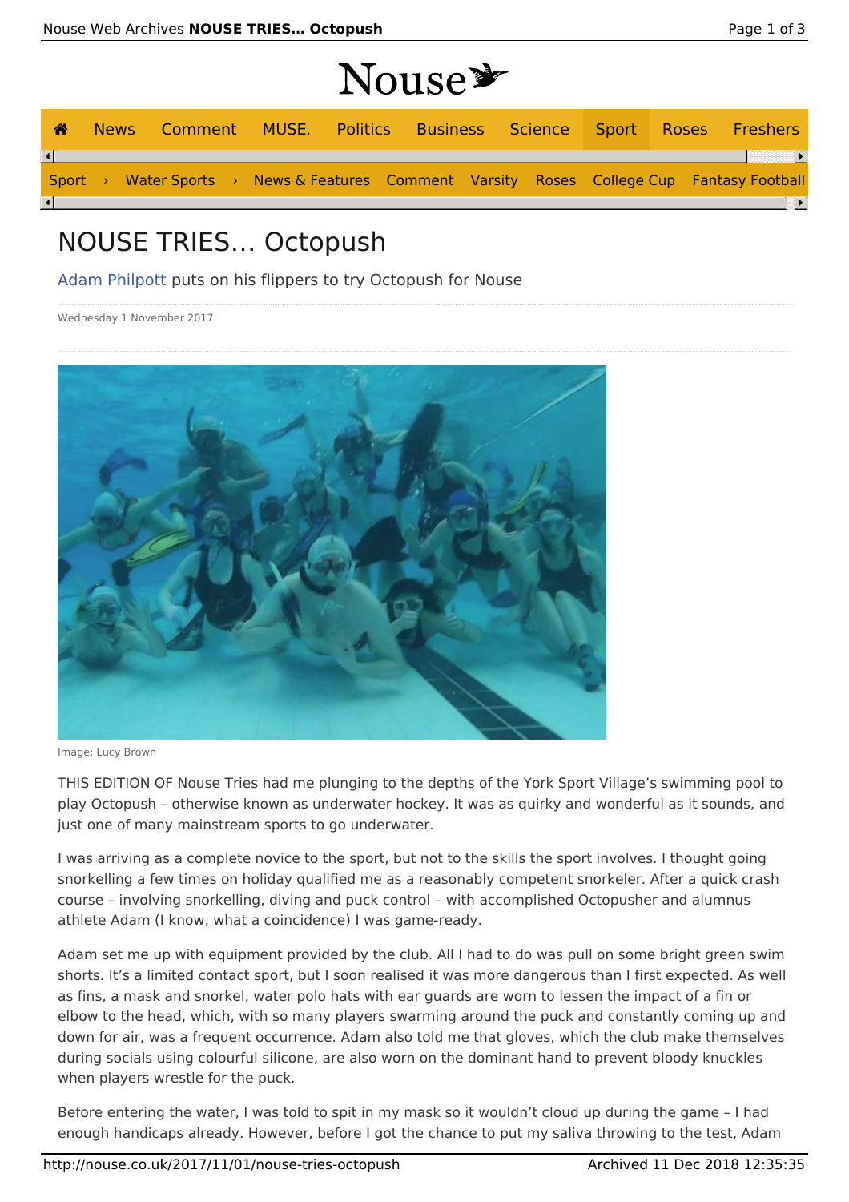# NOUSE TRIES... Octopush

Adam Philpott puts on his flippers to try Octopush for Nouse

Wednesday 1 November 2017

Image: Lucy Brown

THIS EDITION OF Nouse Tries had me plunging to the depths of the York Sport Village's swimming pool to play Octopush – otherwise known as underwater hockey. It was as quirky and wonderful as it sounds, and just one of many mainstream sports to go underwater.

I was arriving as a complete novice to the sport, but not to the skills the sport involves. I thought going snorkelling a few times on holiday qualified me as a reasonably competent snorkeler. After a quick crash course – involving snorkelling, diving and puck control – with accomplished Octopusher and alumnus athlete Adam (I know, what a coincidence) I was game-ready.

Adam set me up with equipment provided by the club. All I had to do was pull on some bright green swim shorts. It's a limited contact sport, but I soon realised it was more dangerous than I first expected. As well as fins, a mask and snorkel, water polo hats with ear guards are worn to lessen the impact of a fin or elbow to the head, which, with so many players swarming around the puck and constantly coming up and down for air, was a frequent occurrence. Adam also told me that gloves, which the club make themselves during socials using colourful silicone, are also worn on the dominant hand to prevent bloody knuckles when players wrestle for the puck.

Before entering the water, I was told to spit in my mask so it wouldn't cloud up during the game – I had enough handicaps already. However, before I got the chance to put my saliva throwing to the test, Adam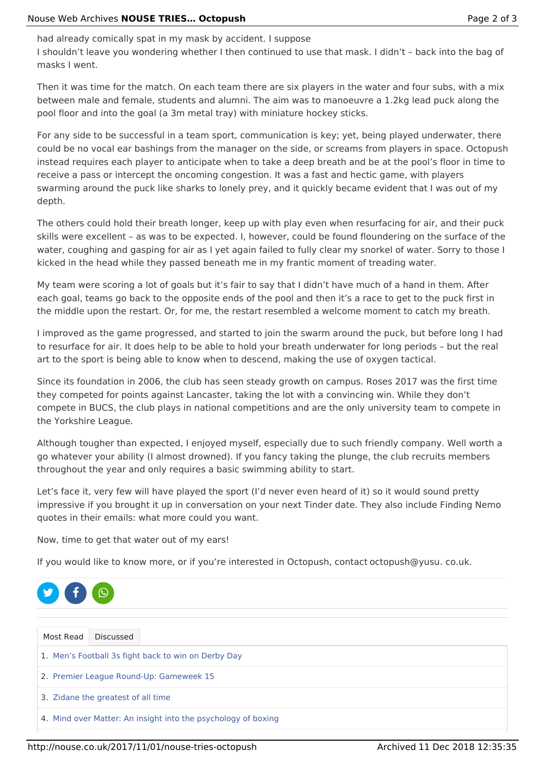had already comically spat in my mask by accident. I suppose
I shouldn't leave you wondering whether I then continued to use that mask. I didn't – back into the bag of masks I went.

Then it was time for the match. On each team there are six players in the water and four subs, with a mix between male and female, students and alumni. The aim was to manoeuvre a 1.2kg lead puck along the pool floor and into the goal (a 3m metal tray) with miniature hockey sticks.

For any side to be successful in a team sport, communication is key; yet, being played underwater, there could be no vocal ear bashings from the manager on the side, or screams from players in space. Octopush instead requires each player to anticipate when to take a deep breath and be at the pool's floor in time to receive a pass or intercept the oncoming congestion. It was a fast and hectic game, with players swarming around the puck like sharks to lonely prey, and it quickly became evident that I was out of my depth.

The others could hold their breath longer, keep up with play even when resurfacing for air, and their puck skills were excellent – as was to be expected. I, however, could be found floundering on the surface of the water, coughing and gasping for air as I yet again failed to fully clear my snorkel of water. Sorry to those I kicked in the head while they passed beneath me in my frantic moment of treading water.

My team were scoring a lot of goals but it's fair to say that I didn't have much of a hand in them. After each goal, teams go back to the opposite ends of the pool and then it's a race to get to the puck first in the middle upon the restart. Or, for me, the restart resembled a welcome moment to catch my breath.

I improved as the game progressed, and started to join the swarm around the puck, but before long I had to resurface for air. It does help to be able to hold your breath underwater for long periods – but the real art to the sport is being able to know when to descend, making the use of oxygen tactical.

Since its foundation in 2006, the club has seen steady growth on campus. Roses 2017 was the first time they competed for points against Lancaster, taking the lot with a convincing win. While they don't compete in BUCS, the club plays in national competitions and are the only university team to compete in the Yorkshire League.

Although tougher than expected, I enjoyed myself, especially due to such friendly company. Well worth a go whatever your ability (I almost drowned). If you fancy taking the plunge, the club recruits members throughout the year and only requires a basic swimming ability to start.

Let's face it, very few will have played the sport (I'd never even heard of it) so it would sound pretty impressive if you brought it up in conversation on your next Tinder date. They also include Finding Nemo quotes in their emails: what more could you want.

Now, time to get that water out of my ears!

If you would like to know more, or if you're interested in Octopush, contact octopush@yusu. co.uk.

Most Read | Discussed

1. Men's Football 3s fight back to win on Derby Day
2. Premier League Round-Up: Gameweek 15
3. Zidane the greatest of all time
4. Mind over Matter: An insight into the psychology of boxing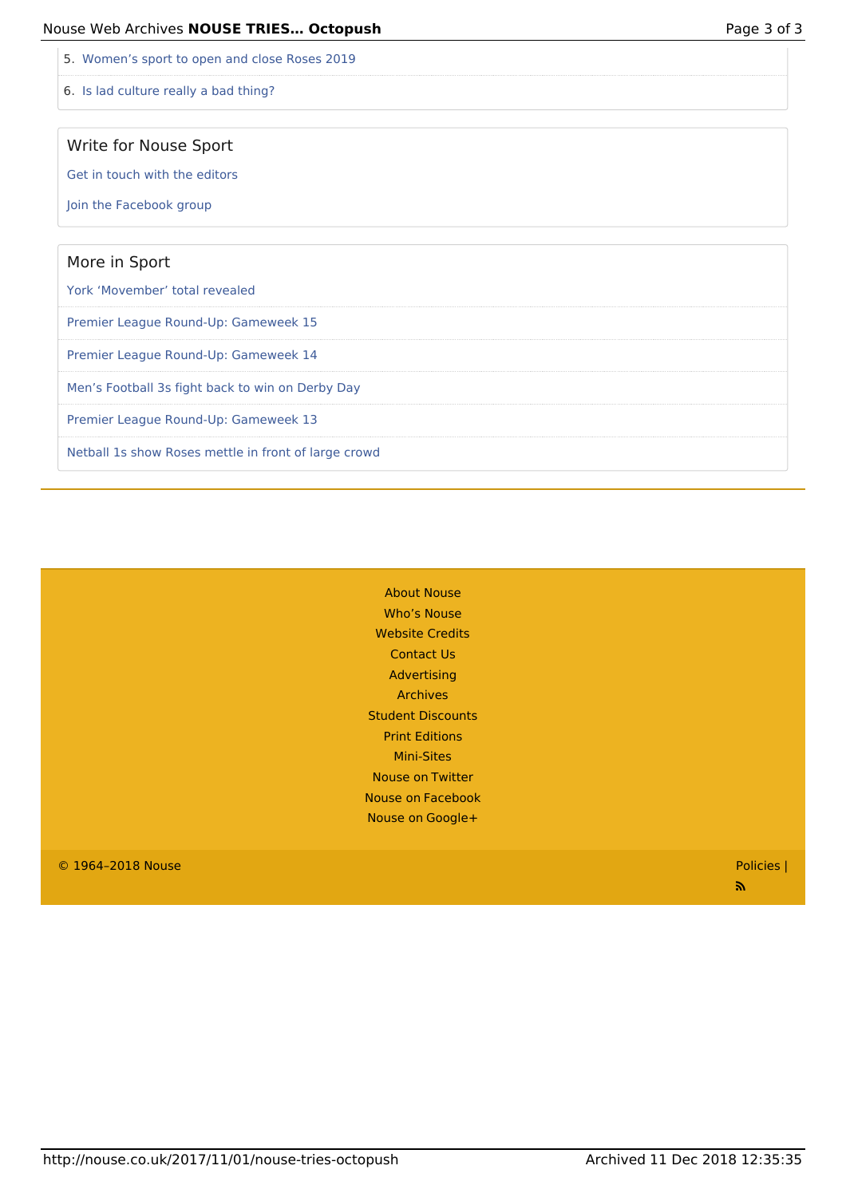5. Women’s sport to open and close Roses 2019
6. Is lad culture really a bad thing?

## Write for Nouse Sport

Get in touch with the editors

Join the Facebook group

## More in Sport

York ‘Movember’ total revealed

Premier League Round-Up: Gameweek 15

Premier League Round-Up: Gameweek 14

Men’s Football 3s fight back to win on Derby Day

Premier League Round-Up: Gameweek 13

Netball 1s show Roses mettle in front of large crowd

About Nouse
Who’s Nouse
Website Credits
Contact Us
Advertising
Archives
Student Discounts
Print Editions
Mini-Sites
Nouse on Twitter
Nouse on Facebook
Nouse on Google+

© 1964–2018 Nouse

Policies |